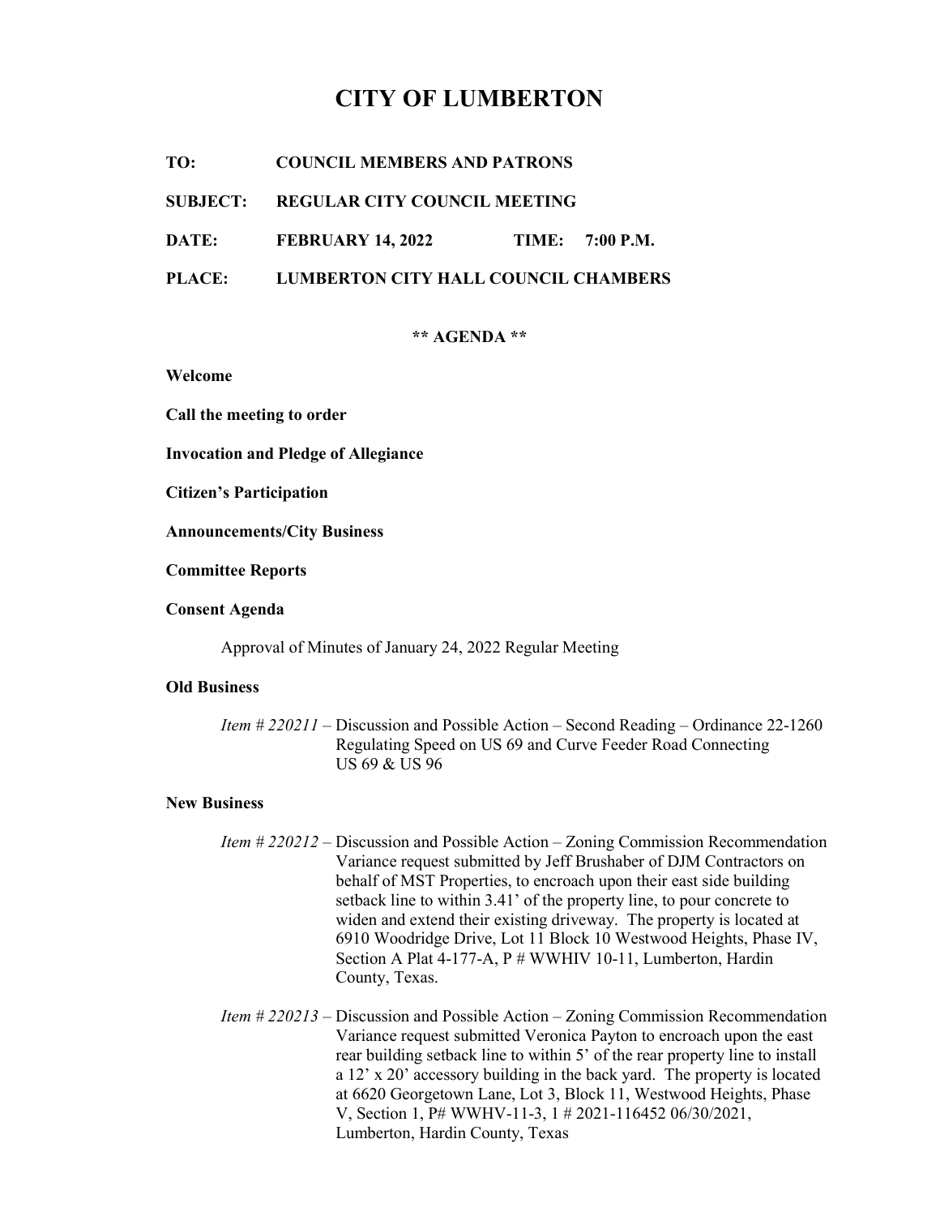# CITY OF LUMBERTON

**TO:** COUNCIL MEMBERS AND PATRONS

**SUBJECT:** REGULAR CITY COUNCIL MEETING

**DATE:** FEBRUARY 14, 2022 **TIME:** 7:00 P.M.

**PLACE:** LUMBERTON CITY HALL COUNCIL CHAMBERS

## ** AGENDA **

**Welcome**

**Call the meeting to order**

**Invocation and Pledge of Allegiance**

**Citizen's Participation**

**Announcements/City Business**

**Committee Reports**

**Consent Agenda**

Approval of Minutes of January 24, 2022 Regular Meeting

**Old Business**

*Item # 220211* – Discussion and Possible Action – Second Reading – Ordinance 22-1260 Regulating Speed on US 69 and Curve Feeder Road Connecting US 69 & US 96

**New Business**

*Item # 220212* – Discussion and Possible Action – Zoning Commission Recommendation Variance request submitted by Jeff Brushaber of DJM Contractors on behalf of MST Properties, to encroach upon their east side building setback line to within 3.41' of the property line, to pour concrete to widen and extend their existing driveway. The property is located at 6910 Woodridge Drive, Lot 11 Block 10 Westwood Heights, Phase IV, Section A Plat 4-177-A, P # WWHIV 10-11, Lumberton, Hardin County, Texas.

*Item # 220213* – Discussion and Possible Action – Zoning Commission Recommendation Variance request submitted Veronica Payton to encroach upon the east rear building setback line to within 5' of the rear property line to install a 12' x 20' accessory building in the back yard. The property is located at 6620 Georgetown Lane, Lot 3, Block 11, Westwood Heights, Phase V, Section 1, P# WWHV-11-3, 1 # 2021-116452 06/30/2021, Lumberton, Hardin County, Texas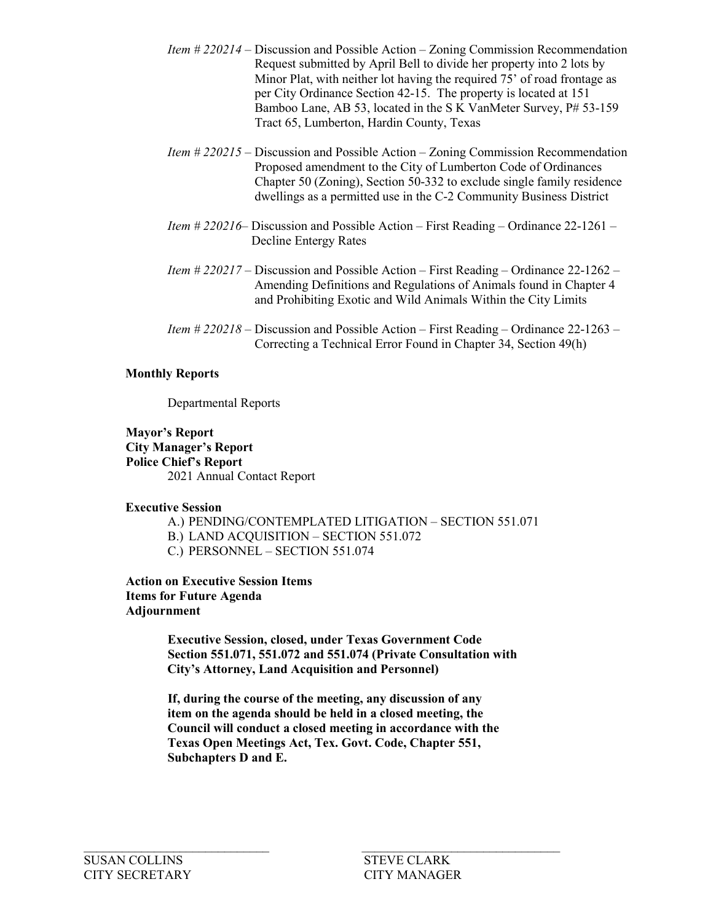*Item # 220214* – Discussion and Possible Action – Zoning Commission Recommendation Request submitted by April Bell to divide her property into 2 lots by Minor Plat, with neither lot having the required 75' of road frontage as per City Ordinance Section 42-15. The property is located at 151 Bamboo Lane, AB 53, located in the S K VanMeter Survey, P# 53-159 Tract 65, Lumberton, Hardin County, Texas

*Item # 220215* – Discussion and Possible Action – Zoning Commission Recommendation Proposed amendment to the City of Lumberton Code of Ordinances Chapter 50 (Zoning), Section 50-332 to exclude single family residence dwellings as a permitted use in the C-2 Community Business District

*Item # 220216*– Discussion and Possible Action – First Reading – Ordinance 22-1261 – Decline Entergy Rates

*Item # 220217* – Discussion and Possible Action – First Reading – Ordinance 22-1262 – Amending Definitions and Regulations of Animals found in Chapter 4 and Prohibiting Exotic and Wild Animals Within the City Limits

*Item # 220218* – Discussion and Possible Action – First Reading – Ordinance 22-1263 – Correcting a Technical Error Found in Chapter 34, Section 49(h)

**Monthly Reports**

Departmental Reports

**Mayor's Report**
**City Manager's Report**
**Police Chief's Report**
2021 Annual Contact Report

**Executive Session**
A.) PENDING/CONTEMPLATED LITIGATION – SECTION 551.071
B.) LAND ACQUISITION – SECTION 551.072
C.) PERSONNEL – SECTION 551.074

**Action on Executive Session Items**
**Items for Future Agenda**
**Adjournment**

**Executive Session, closed, under Texas Government Code Section 551.071, 551.072 and 551.074 (Private Consultation with City's Attorney, Land Acquisition and Personnel)**

**If, during the course of the meeting, any discussion of any item on the agenda should be held in a closed meeting, the Council will conduct a closed meeting in accordance with the Texas Open Meetings Act, Tex. Govt. Code, Chapter 551, Subchapters D and E.**

| | |
|---|---|
| \_\_\_\_\_\_\_\_\_\_\_\_\_\_\_\_\_\_\_\_\_\_\_\_\_\_\_\_\_\_ | \_\_\_\_\_\_\_\_\_\_\_\_\_\_\_\_\_\_\_\_\_\_\_\_\_\_\_\_\_\_ |
| SUSAN COLLINS | STEVE CLARK |
| CITY SECRETARY | CITY MANAGER |